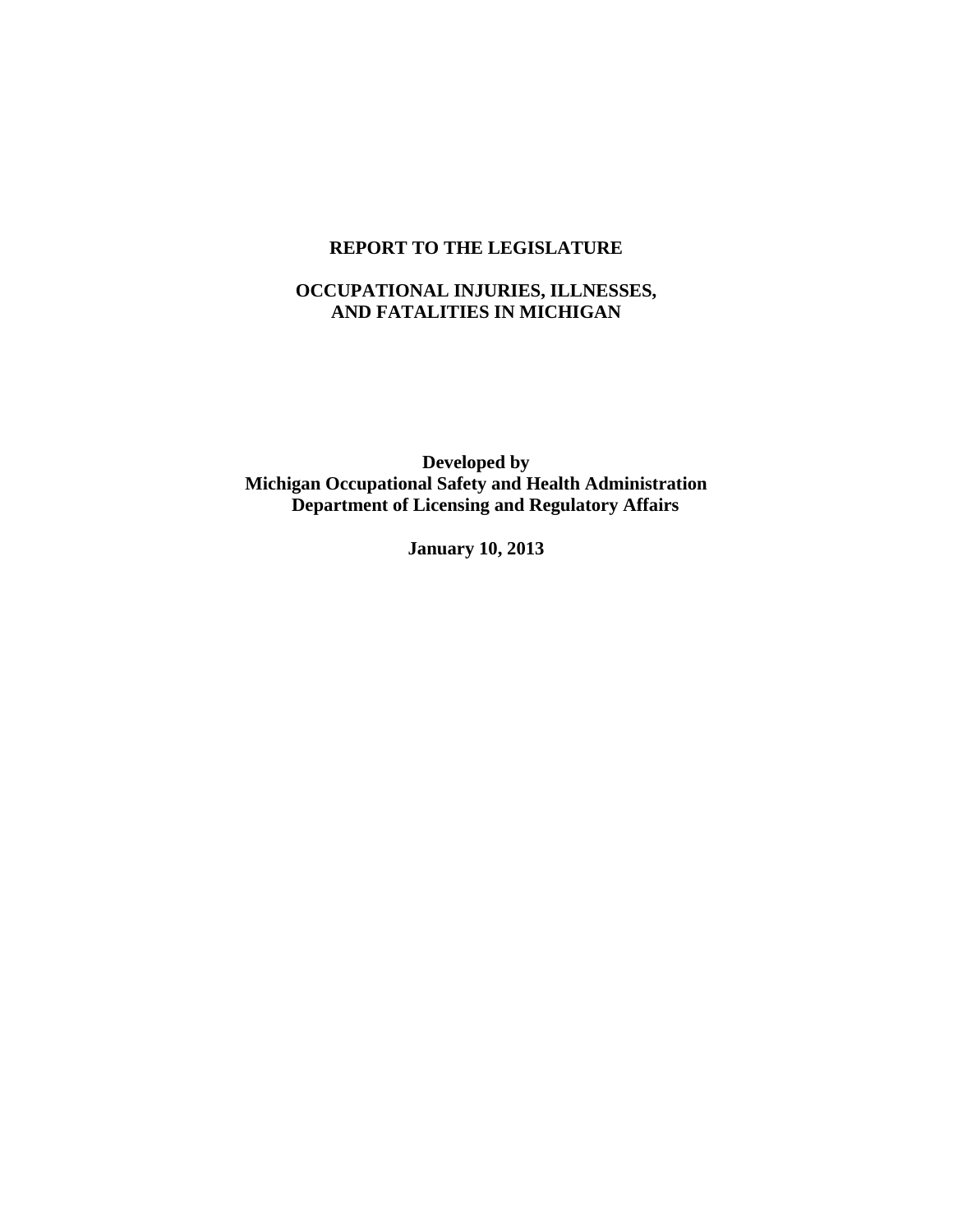# REPORT TO THE LEGISLATURE

## OCCUPATIONAL INJURIES, ILLNESSES, AND FATALITIES IN MICHIGAN

**Developed by**
**Michigan Occupational Safety and Health Administration**
**Department of Licensing and Regulatory Affairs**

**January 10, 2013**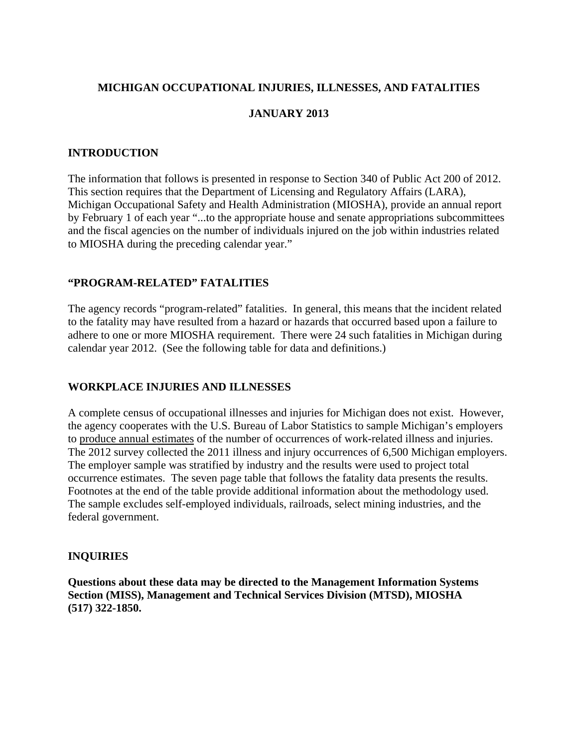**MICHIGAN OCCUPATIONAL INJURIES, ILLNESSES, AND FATALITIES**

**JANUARY 2013**

## INTRODUCTION

The information that follows is presented in response to Section 340 of Public Act 200 of 2012. This section requires that the Department of Licensing and Regulatory Affairs (LARA), Michigan Occupational Safety and Health Administration (MIOSHA), provide an annual report by February 1 of each year "...to the appropriate house and senate appropriations subcommittees and the fiscal agencies on the number of individuals injured on the job within industries related to MIOSHA during the preceding calendar year."

## "PROGRAM-RELATED" FATALITIES

The agency records "program-related" fatalities. In general, this means that the incident related to the fatality may have resulted from a hazard or hazards that occurred based upon a failure to adhere to one or more MIOSHA requirement. There were 24 such fatalities in Michigan during calendar year 2012. (See the following table for data and definitions.)

## WORKPLACE INJURIES AND ILLNESSES

A complete census of occupational illnesses and injuries for Michigan does not exist. However, the agency cooperates with the U.S. Bureau of Labor Statistics to sample Michigan's employers to produce annual estimates of the number of occurrences of work-related illness and injuries. The 2012 survey collected the 2011 illness and injury occurrences of 6,500 Michigan employers. The employer sample was stratified by industry and the results were used to project total occurrence estimates. The seven page table that follows the fatality data presents the results. Footnotes at the end of the table provide additional information about the methodology used. The sample excludes self-employed individuals, railroads, select mining industries, and the federal government.

## INQUIRIES

**Questions about these data may be directed to the Management Information Systems Section (MISS), Management and Technical Services Division (MTSD), MIOSHA (517) 322-1850.**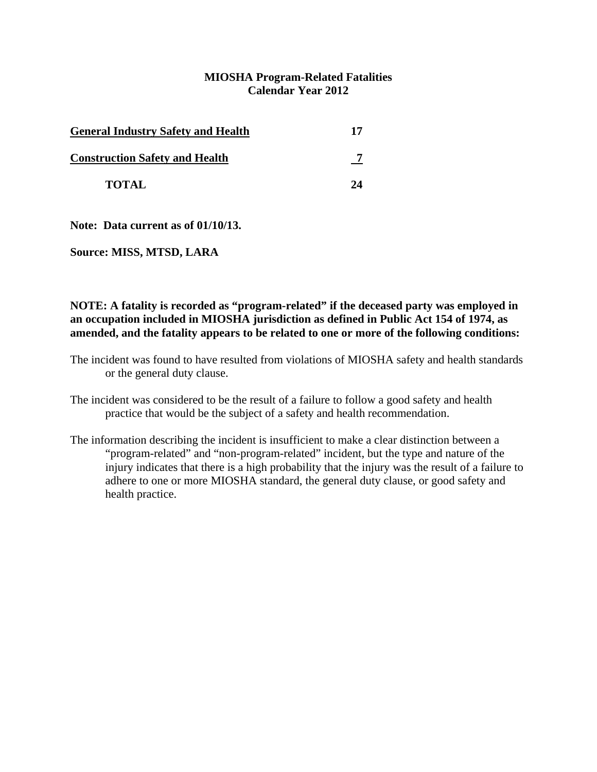# MIOSHA Program-Related Fatalities
## Calendar Year 2012

| | |
|---|---|
| **General Industry Safety and Health** | **17** |
| **Construction Safety and Health** | **7** |
| **TOTAL** | **24** |

**Note: Data current as of 01/10/13.**

**Source: MISS, MTSD, LARA**

**NOTE: A fatality is recorded as "program-related" if the deceased party was employed in an occupation included in MIOSHA jurisdiction as defined in Public Act 154 of 1974, as amended, and the fatality appears to be related to one or more of the following conditions:**

The incident was found to have resulted from violations of MIOSHA safety and health standards or the general duty clause.

The incident was considered to be the result of a failure to follow a good safety and health practice that would be the subject of a safety and health recommendation.

The information describing the incident is insufficient to make a clear distinction between a "program-related" and "non-program-related" incident, but the type and nature of the injury indicates that there is a high probability that the injury was the result of a failure to adhere to one or more MIOSHA standard, the general duty clause, or good safety and health practice.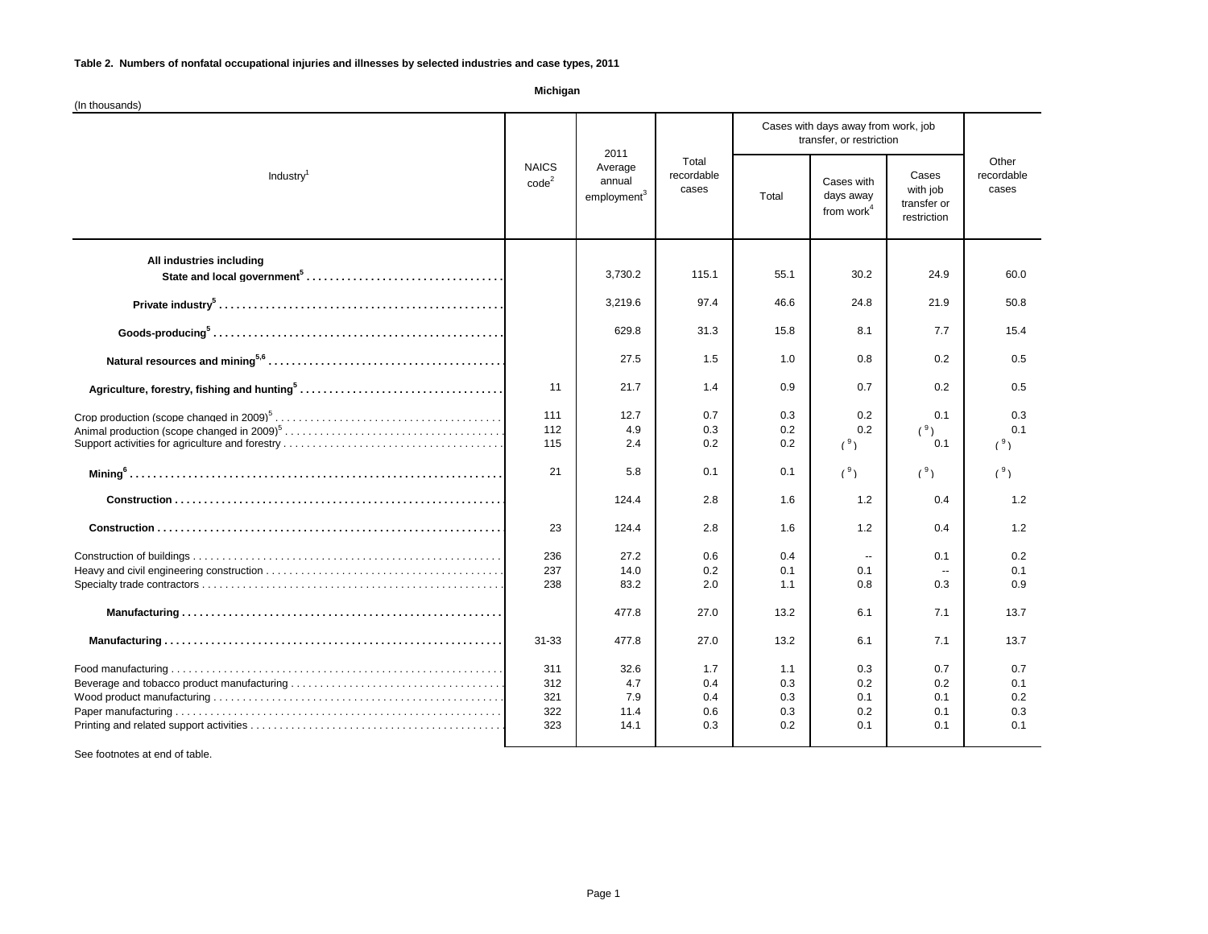**Table 2. Numbers of nonfatal occupational injuries and illnesses by selected industries and case types, 2011**

**Michigan**

(In thousands)

| Industry[1] | NAICS code[2] | 2011 Average annual employment[3] | Total recordable cases | Cases with days away from work, job transfer, or restriction | | | Other recordable cases |
|---|---|---|---|---|---|---|---|
| | | | | Total | Cases with days away from work[4] | Cases with job transfer or restriction | |
| **All industries including State and local government[5]** | | 3,730.2 | 115.1 | 55.1 | 30.2 | 24.9 | 60.0 |
| **Private industry[5]** | | 3,219.6 | 97.4 | 46.6 | 24.8 | 21.9 | 50.8 |
| **Goods-producing[5]** | | 629.8 | 31.3 | 15.8 | 8.1 | 7.7 | 15.4 |
| **Natural resources and mining[5,6]** | | 27.5 | 1.5 | 1.0 | 0.8 | 0.2 | 0.5 |
| **Agriculture, forestry, fishing and hunting[5]** | 11 | 21.7 | 1.4 | 0.9 | 0.7 | 0.2 | 0.5 |
| Crop production (scope changed in 2009)[5] | 111 | 12.7 | 0.7 | 0.3 | 0.2 | 0.1 | 0.3 |
| Animal production (scope changed in 2009)[5] | 112 | 4.9 | 0.3 | 0.2 | 0.2 | ( 9 ) | 0.1 |
| Support activities for agriculture and forestry | 115 | 2.4 | 0.2 | 0.2 | ( 9 ) | 0.1 | ( 9 ) |
| **Mining[6]** | 21 | 5.8 | 0.1 | 0.1 | ( 9 ) | ( 9 ) | ( 9 ) |
| **Construction** | | 124.4 | 2.8 | 1.6 | 1.2 | 0.4 | 1.2 |
| **Construction** | 23 | 124.4 | 2.8 | 1.6 | 1.2 | 0.4 | 1.2 |
| Construction of buildings | 236 | 27.2 | 0.6 | 0.4 | -- | 0.1 | 0.2 |
| Heavy and civil engineering construction | 237 | 14.0 | 0.2 | 0.1 | 0.1 | -- | 0.1 |
| Specialty trade contractors | 238 | 83.2 | 2.0 | 1.1 | 0.8 | 0.3 | 0.9 |
| **Manufacturing** | | 477.8 | 27.0 | 13.2 | 6.1 | 7.1 | 13.7 |
| **Manufacturing** | 31-33 | 477.8 | 27.0 | 13.2 | 6.1 | 7.1 | 13.7 |
| Food manufacturing | 311 | 32.6 | 1.7 | 1.1 | 0.3 | 0.7 | 0.7 |
| Beverage and tobacco product manufacturing | 312 | 4.7 | 0.4 | 0.3 | 0.2 | 0.2 | 0.1 |
| Wood product manufacturing | 321 | 7.9 | 0.4 | 0.3 | 0.1 | 0.1 | 0.2 |
| Paper manufacturing | 322 | 11.4 | 0.6 | 0.3 | 0.2 | 0.1 | 0.3 |
| Printing and related support activities | 323 | 14.1 | 0.3 | 0.2 | 0.1 | 0.1 | 0.1 |

See footnotes at end of table.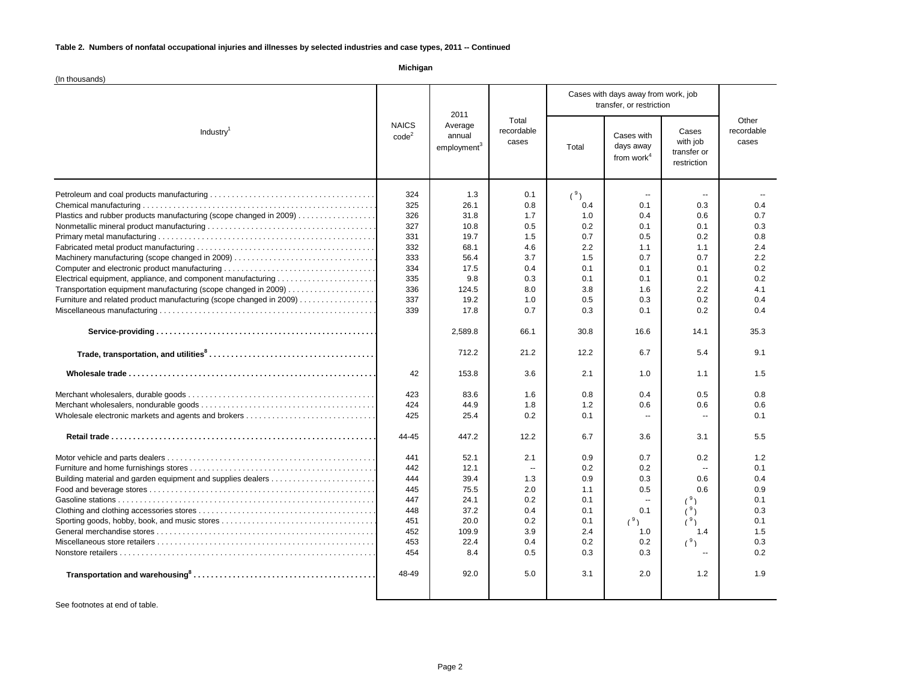**Table 2. Numbers of nonfatal occupational injuries and illnesses by selected industries and case types, 2011 -- Continued**

**Michigan**

(In thousands)

| Industry[1] | NAICS code[2] | 2011 Average annual employment[3] | Total recordable cases | Cases with days away from work, job transfer, or restriction | | | Other recordable cases |
|---|---|---|---|---|---|---|---|
| | | | | Total | Cases with days away from work[4] | Cases with job transfer or restriction | |
| Petroleum and coal products manufacturing | 324 | 1.3 | 0.1 | ( 9 ) | -- | -- | -- |
| Chemical manufacturing | 325 | 26.1 | 0.8 | 0.4 | 0.1 | 0.3 | 0.4 |
| Plastics and rubber products manufacturing (scope changed in 2009) | 326 | 31.8 | 1.7 | 1.0 | 0.4 | 0.6 | 0.7 |
| Nonmetallic mineral product manufacturing | 327 | 10.8 | 0.5 | 0.2 | 0.1 | 0.1 | 0.3 |
| Primary metal manufacturing | 331 | 19.7 | 1.5 | 0.7 | 0.5 | 0.2 | 0.8 |
| Fabricated metal product manufacturing | 332 | 68.1 | 4.6 | 2.2 | 1.1 | 1.1 | 2.4 |
| Machinery manufacturing (scope changed in 2009) | 333 | 56.4 | 3.7 | 1.5 | 0.7 | 0.7 | 2.2 |
| Computer and electronic product manufacturing | 334 | 17.5 | 0.4 | 0.1 | 0.1 | 0.1 | 0.2 |
| Electrical equipment, appliance, and component manufacturing | 335 | 9.8 | 0.3 | 0.1 | 0.1 | 0.1 | 0.2 |
| Transportation equipment manufacturing (scope changed in 2009) | 336 | 124.5 | 8.0 | 3.8 | 1.6 | 2.2 | 4.1 |
| Furniture and related product manufacturing (scope changed in 2009) | 337 | 19.2 | 1.0 | 0.5 | 0.3 | 0.2 | 0.4 |
| Miscellaneous manufacturing | 339 | 17.8 | 0.7 | 0.3 | 0.1 | 0.2 | 0.4 |
| **Service-providing** | | 2,589.8 | 66.1 | 30.8 | 16.6 | 14.1 | 35.3 |
| **Trade, transportation, and utilities[8]** | | 712.2 | 21.2 | 12.2 | 6.7 | 5.4 | 9.1 |
| **Wholesale trade** | 42 | 153.8 | 3.6 | 2.1 | 1.0 | 1.1 | 1.5 |
| Merchant wholesalers, durable goods | 423 | 83.6 | 1.6 | 0.8 | 0.4 | 0.5 | 0.8 |
| Merchant wholesalers, nondurable goods | 424 | 44.9 | 1.8 | 1.2 | 0.6 | 0.6 | 0.6 |
| Wholesale electronic markets and agents and brokers | 425 | 25.4 | 0.2 | 0.1 | -- | -- | 0.1 |
| **Retail trade** | 44-45 | 447.2 | 12.2 | 6.7 | 3.6 | 3.1 | 5.5 |
| Motor vehicle and parts dealers | 441 | 52.1 | 2.1 | 0.9 | 0.7 | 0.2 | 1.2 |
| Furniture and home furnishings stores | 442 | 12.1 | -- | 0.2 | 0.2 | -- | 0.1 |
| Building material and garden equipment and supplies dealers | 444 | 39.4 | 1.3 | 0.9 | 0.3 | 0.6 | 0.4 |
| Food and beverage stores | 445 | 75.5 | 2.0 | 1.1 | 0.5 | 0.6 | 0.9 |
| Gasoline stations | 447 | 24.1 | 0.2 | 0.1 | -- | ( 9 ) | 0.1 |
| Clothing and clothing accessories stores | 448 | 37.2 | 0.4 | 0.1 | 0.1 | ( 9 ) | 0.3 |
| Sporting goods, hobby, book, and music stores | 451 | 20.0 | 0.2 | 0.1 | ( 9 ) | ( 9 ) | 0.1 |
| General merchandise stores | 452 | 109.9 | 3.9 | 2.4 | 1.0 | 1.4 | 1.5 |
| Miscellaneous store retailers | 453 | 22.4 | 0.4 | 0.2 | 0.2 | ( 9 ) | 0.3 |
| Nonstore retailers | 454 | 8.4 | 0.5 | 0.3 | 0.3 | -- | 0.2 |
| **Transportation and warehousing[8]** | 48-49 | 92.0 | 5.0 | 3.1 | 2.0 | 1.2 | 1.9 |

See footnotes at end of table.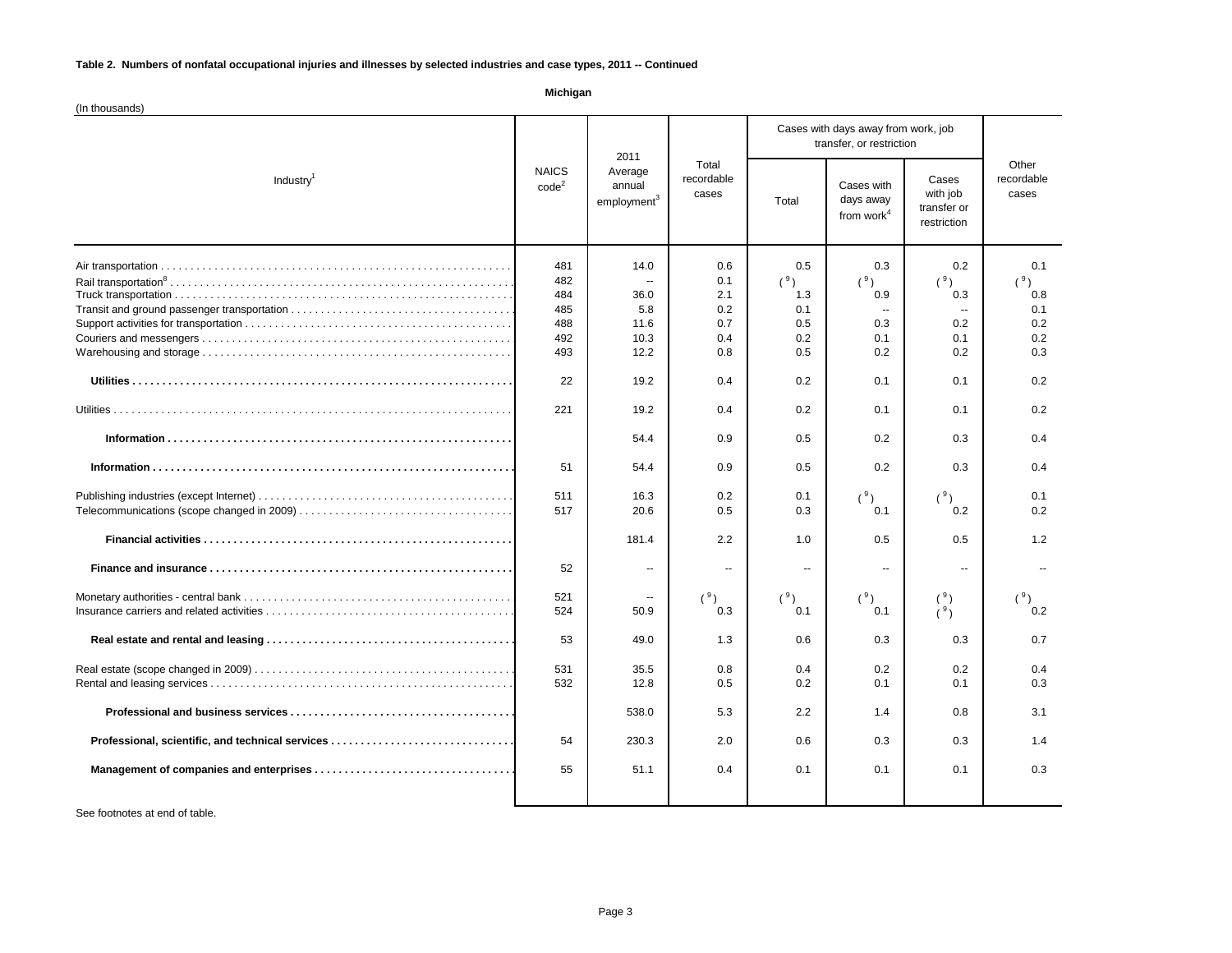**Table 2. Numbers of nonfatal occupational injuries and illnesses by selected industries and case types, 2011 -- Continued**

**Michigan**

(In thousands)

| Industry[1] | NAICS code[2] | 2011 Average annual employment[3] | Total recordable cases | Cases with days away from work, job transfer, or restriction | | | Other recordable cases |
|---|---|---|---|---|---|---|---|
| | | | | Total | Cases with days away from work[4] | Cases with job transfer or restriction | |
| Air transportation | 481 | 14.0 | 0.6 | 0.5 | 0.3 | 0.2 | 0.1 |
| Rail transportation[8] | 482 | -- | 0.1 | ( [9] ) | ( [9] ) | ( [9] ) | ( [9] ) |
| Truck transportation | 484 | 36.0 | 2.1 | 1.3 | 0.9 | 0.3 | 0.8 |
| Transit and ground passenger transportation | 485 | 5.8 | 0.2 | 0.1 | -- | -- | 0.1 |
| Support activities for transportation | 488 | 11.6 | 0.7 | 0.5 | 0.3 | 0.2 | 0.2 |
| Couriers and messengers | 492 | 10.3 | 0.4 | 0.2 | 0.1 | 0.1 | 0.2 |
| Warehousing and storage | 493 | 12.2 | 0.8 | 0.5 | 0.2 | 0.2 | 0.3 |
| **Utilities** | 22 | 19.2 | 0.4 | 0.2 | 0.1 | 0.1 | 0.2 |
| Utilities | 221 | 19.2 | 0.4 | 0.2 | 0.1 | 0.1 | 0.2 |
| **Information** | | 54.4 | 0.9 | 0.5 | 0.2 | 0.3 | 0.4 |
| **Information** | 51 | 54.4 | 0.9 | 0.5 | 0.2 | 0.3 | 0.4 |
| Publishing industries (except Internet) | 511 | 16.3 | 0.2 | 0.1 | ( [9] ) | ( [9] ) | 0.1 |
| Telecommunications (scope changed in 2009) | 517 | 20.6 | 0.5 | 0.3 | 0.1 | 0.2 | 0.2 |
| **Financial activities** | | 181.4 | 2.2 | 1.0 | 0.5 | 0.5 | 1.2 |
| **Finance and insurance** | 52 | -- | -- | -- | -- | -- | -- |
| Monetary authorities - central bank | 521 | -- | ( [9] ) | ( [9] ) | ( [9] ) | ( [9] ) | ( [9] ) |
| Insurance carriers and related activities | 524 | 50.9 | 0.3 | 0.1 | 0.1 | ( [9] ) | 0.2 |
| **Real estate and rental and leasing** | 53 | 49.0 | 1.3 | 0.6 | 0.3 | 0.3 | 0.7 |
| Real estate (scope changed in 2009) | 531 | 35.5 | 0.8 | 0.4 | 0.2 | 0.2 | 0.4 |
| Rental and leasing services | 532 | 12.8 | 0.5 | 0.2 | 0.1 | 0.1 | 0.3 |
| **Professional and business services** | | 538.0 | 5.3 | 2.2 | 1.4 | 0.8 | 3.1 |
| **Professional, scientific, and technical services** | 54 | 230.3 | 2.0 | 0.6 | 0.3 | 0.3 | 1.4 |
| **Management of companies and enterprises** | 55 | 51.1 | 0.4 | 0.1 | 0.1 | 0.1 | 0.3 |

See footnotes at end of table.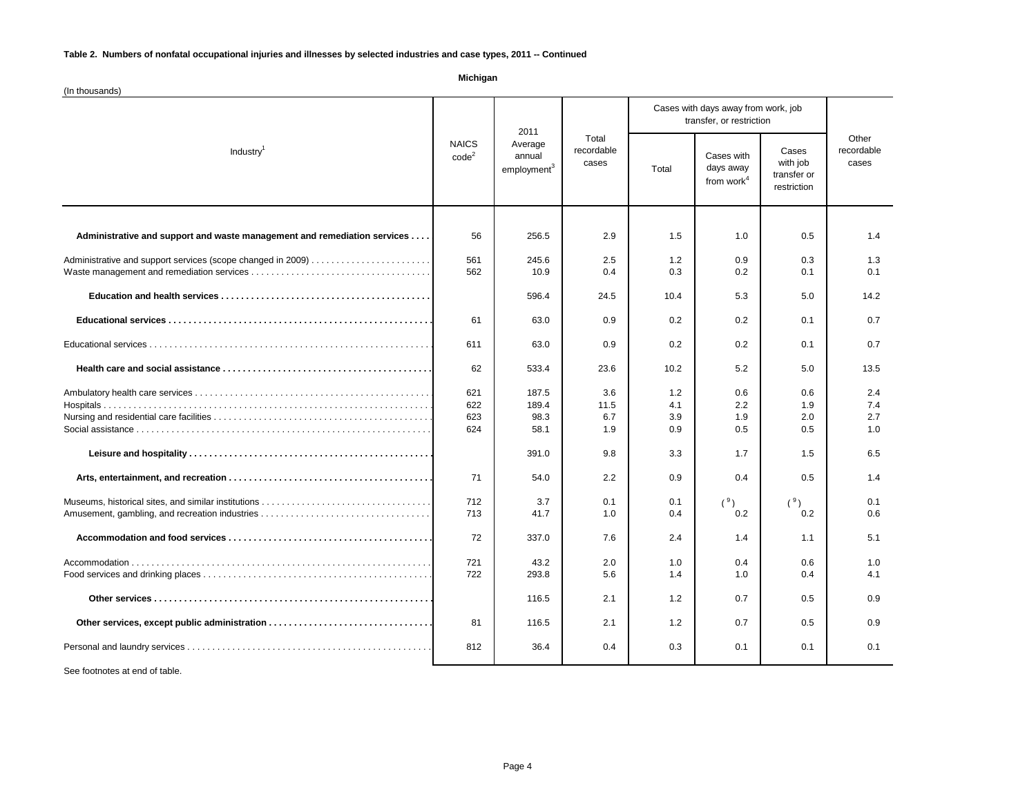**Table 2. Numbers of nonfatal occupational injuries and illnesses by selected industries and case types, 2011 -- Continued**

**Michigan**

(In thousands)

| Industry[1] | NAICS code[2] | 2011 Average annual employment[3] | Total recordable cases | Cases with days away from work, job transfer, or restriction | | | Other recordable cases |
|---|---|---|---|---|---|---|---|
| | | | | Total | Cases with days away from work[4] | Cases with job transfer or restriction | |
| **Administrative and support and waste management and remediation services** | 56 | 256.5 | 2.9 | 1.5 | 1.0 | 0.5 | 1.4 |
| Administrative and support services (scope changed in 2009) | 561 | 245.6 | 2.5 | 1.2 | 0.9 | 0.3 | 1.3 |
| Waste management and remediation services | 562 | 10.9 | 0.4 | 0.3 | 0.2 | 0.1 | 0.1 |
| **Education and health services** | | 596.4 | 24.5 | 10.4 | 5.3 | 5.0 | 14.2 |
| **Educational services** | 61 | 63.0 | 0.9 | 0.2 | 0.2 | 0.1 | 0.7 |
| Educational services | 611 | 63.0 | 0.9 | 0.2 | 0.2 | 0.1 | 0.7 |
| **Health care and social assistance** | 62 | 533.4 | 23.6 | 10.2 | 5.2 | 5.0 | 13.5 |
| Ambulatory health care services | 621 | 187.5 | 3.6 | 1.2 | 0.6 | 0.6 | 2.4 |
| Hospitals | 622 | 189.4 | 11.5 | 4.1 | 2.2 | 1.9 | 7.4 |
| Nursing and residential care facilities | 623 | 98.3 | 6.7 | 3.9 | 1.9 | 2.0 | 2.7 |
| Social assistance | 624 | 58.1 | 1.9 | 0.9 | 0.5 | 0.5 | 1.0 |
| **Leisure and hospitality** | | 391.0 | 9.8 | 3.3 | 1.7 | 1.5 | 6.5 |
| **Arts, entertainment, and recreation** | 71 | 54.0 | 2.2 | 0.9 | 0.4 | 0.5 | 1.4 |
| Museums, historical sites, and similar institutions | 712 | 3.7 | 0.1 | 0.1 | ([9]) | ([9]) | 0.1 |
| Amusement, gambling, and recreation industries | 713 | 41.7 | 1.0 | 0.4 | 0.2 | 0.2 | 0.6 |
| **Accommodation and food services** | 72 | 337.0 | 7.6 | 2.4 | 1.4 | 1.1 | 5.1 |
| Accommodation | 721 | 43.2 | 2.0 | 1.0 | 0.4 | 0.6 | 1.0 |
| Food services and drinking places | 722 | 293.8 | 5.6 | 1.4 | 1.0 | 0.4 | 4.1 |
| **Other services** | | 116.5 | 2.1 | 1.2 | 0.7 | 0.5 | 0.9 |
| **Other services, except public administration** | 81 | 116.5 | 2.1 | 1.2 | 0.7 | 0.5 | 0.9 |
| Personal and laundry services | 812 | 36.4 | 0.4 | 0.3 | 0.1 | 0.1 | 0.1 |

See footnotes at end of table.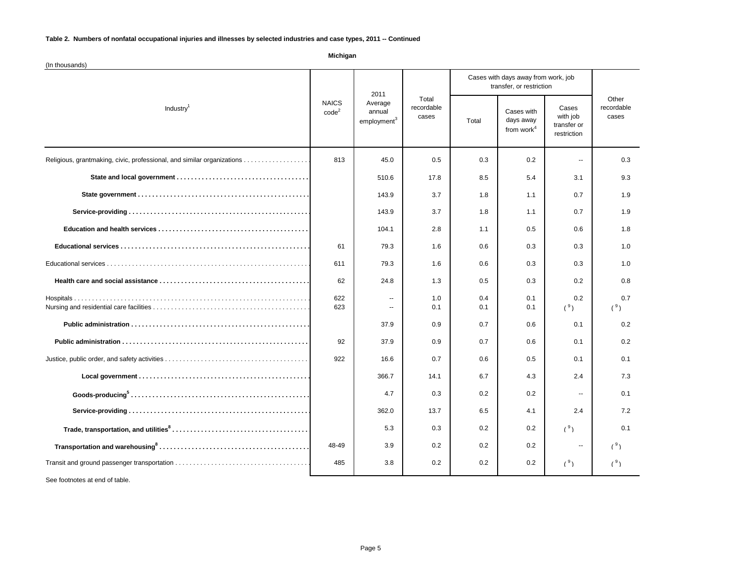**Table 2. Numbers of nonfatal occupational injuries and illnesses by selected industries and case types, 2011 -- Continued**

**Michigan**

(In thousands)

| Industry[1] | NAICS code[2] | 2011 Average annual employment[3] | Total recordable cases | Cases with days away from work, job transfer, or restriction | | | Other recordable cases |
|---|---|---|---|---|---|---|---|
| | | | | Total | Cases with days away from work[4] | Cases with job transfer or restriction | |
| Religious, grantmaking, civic, professional, and similar organizations | 813 | 45.0 | 0.5 | 0.3 | 0.2 | -- | 0.3 |
| **State and local government** | | 510.6 | 17.8 | 8.5 | 5.4 | 3.1 | 9.3 |
| **State government** | | 143.9 | 3.7 | 1.8 | 1.1 | 0.7 | 1.9 |
| **Service-providing** | | 143.9 | 3.7 | 1.8 | 1.1 | 0.7 | 1.9 |
| **Education and health services** | | 104.1 | 2.8 | 1.1 | 0.5 | 0.6 | 1.8 |
| **Educational services** | 61 | 79.3 | 1.6 | 0.6 | 0.3 | 0.3 | 1.0 |
| Educational services | 611 | 79.3 | 1.6 | 0.6 | 0.3 | 0.3 | 1.0 |
| **Health care and social assistance** | 62 | 24.8 | 1.3 | 0.5 | 0.3 | 0.2 | 0.8 |
| Hospitals | 622 | -- | 1.0 | 0.4 | 0.1 | 0.2 | 0.7 |
| Nursing and residential care facilities | 623 | -- | 0.1 | 0.1 | 0.1 | ( 9 ) | ( 9 ) |
| **Public administration** | | 37.9 | 0.9 | 0.7 | 0.6 | 0.1 | 0.2 |
| **Public administration** | 92 | 37.9 | 0.9 | 0.7 | 0.6 | 0.1 | 0.2 |
| Justice, public order, and safety activities | 922 | 16.6 | 0.7 | 0.6 | 0.5 | 0.1 | 0.1 |
| **Local government** | | 366.7 | 14.1 | 6.7 | 4.3 | 2.4 | 7.3 |
| **Goods-producing[5]** | | 4.7 | 0.3 | 0.2 | 0.2 | -- | 0.1 |
| **Service-providing** | | 362.0 | 13.7 | 6.5 | 4.1 | 2.4 | 7.2 |
| **Trade, transportation, and utilities[8]** | | 5.3 | 0.3 | 0.2 | 0.2 | ( 9 ) | 0.1 |
| **Transportation and warehousing[8]** | 48-49 | 3.9 | 0.2 | 0.2 | 0.2 | -- | ( 9 ) |
| Transit and ground passenger transportation | 485 | 3.8 | 0.2 | 0.2 | 0.2 | ( 9 ) | ( 9 ) |

See footnotes at end of table.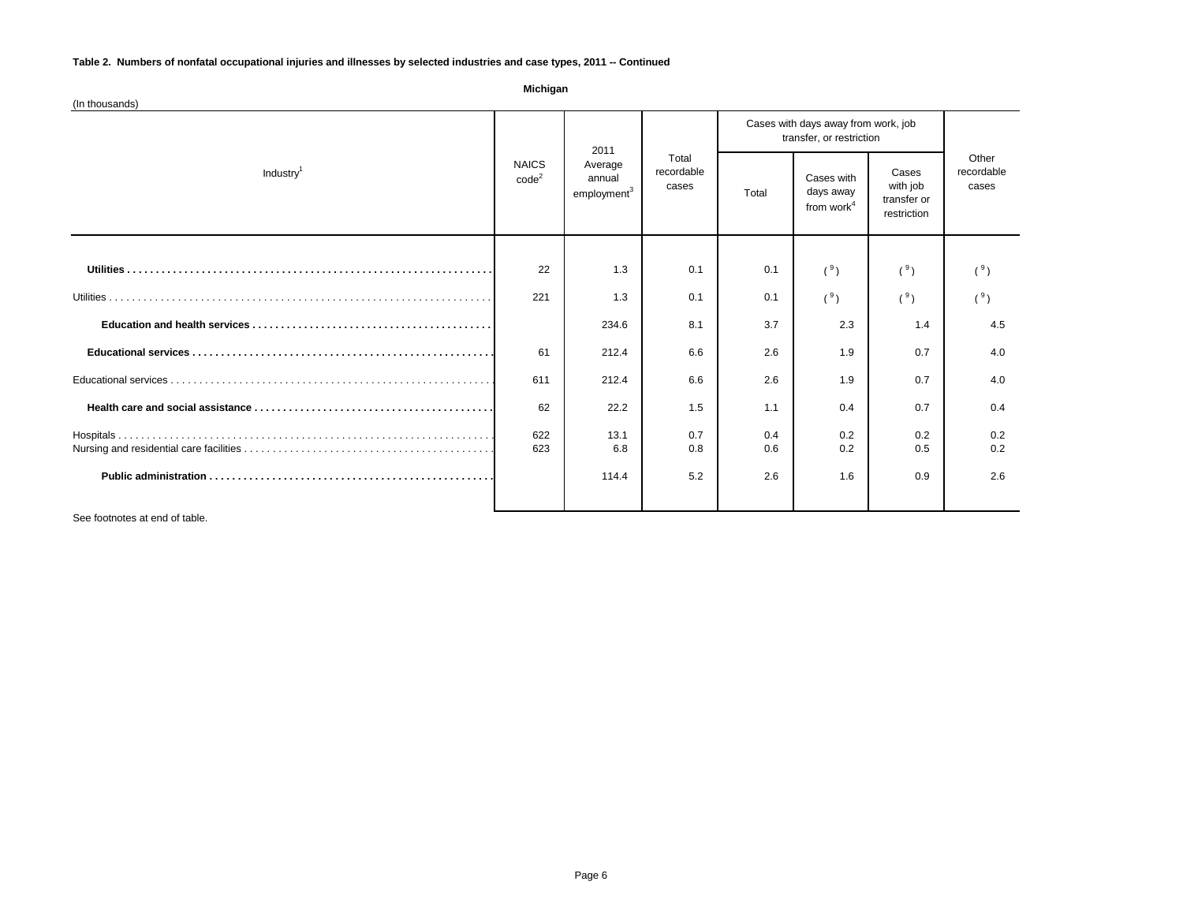**Table 2. Numbers of nonfatal occupational injuries and illnesses by selected industries and case types, 2011 -- Continued**

**Michigan**

(In thousands)

| Industry[1] | NAICS code[2] | 2011 Average annual employment[3] | Total recordable cases | Cases with days away from work, job transfer, or restriction | | | Other recordable cases |
|---|---|---|---|---|---|---|---|
| | | | | Total | Cases with days away from work[4] | Cases with job transfer or restriction | |
| **Utilities** | 22 | 1.3 | 0.1 | 0.1 | ( [9] ) | ( [9] ) | ( [9] ) |
| Utilities | 221 | 1.3 | 0.1 | 0.1 | ( [9] ) | ( [9] ) | ( [9] ) |
| **Education and health services** | | 234.6 | 8.1 | 3.7 | 2.3 | 1.4 | 4.5 |
| **Educational services** | 61 | 212.4 | 6.6 | 2.6 | 1.9 | 0.7 | 4.0 |
| Educational services | 611 | 212.4 | 6.6 | 2.6 | 1.9 | 0.7 | 4.0 |
| **Health care and social assistance** | 62 | 22.2 | 1.5 | 1.1 | 0.4 | 0.7 | 0.4 |
| Hospitals | 622 | 13.1 | 0.7 | 0.4 | 0.2 | 0.2 | 0.2 |
| Nursing and residential care facilities | 623 | 6.8 | 0.8 | 0.6 | 0.2 | 0.5 | 0.2 |
| **Public administration** | | 114.4 | 5.2 | 2.6 | 1.6 | 0.9 | 2.6 |

See footnotes at end of table.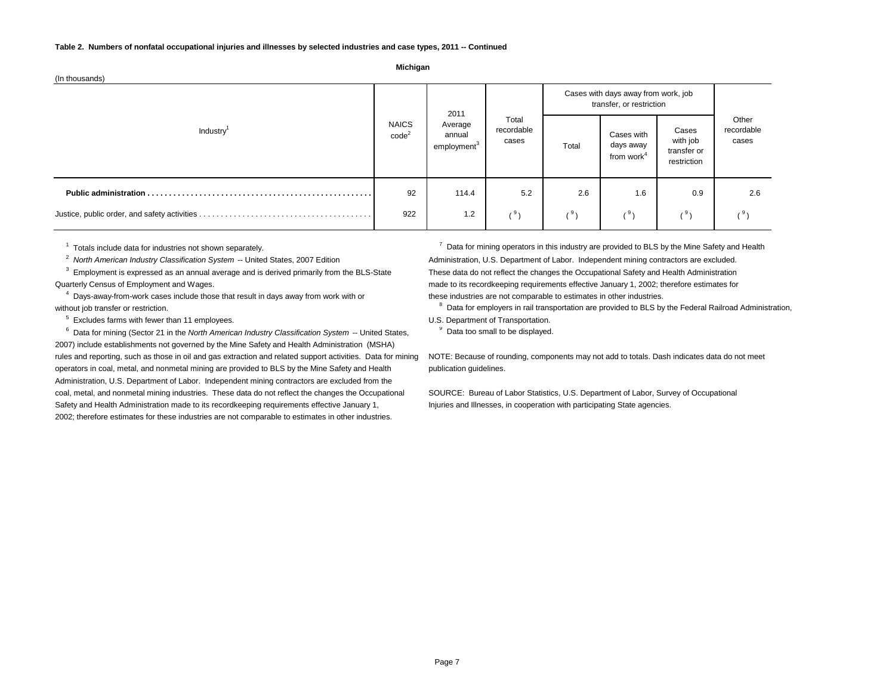**Table 2. Numbers of nonfatal occupational injuries and illnesses by selected industries and case types, 2011 -- Continued**

**Michigan**

(In thousands)

| Industry[1] | NAICS code[2] | 2011 Average annual employment[3] | Total recordable cases | Cases with days away from work, job transfer, or restriction | | | Other recordable cases |
|---|---|---|---|---|---|---|---|
| | | | | Total | Cases with days away from work[4] | Cases with job transfer or restriction | |
| **Public administration** | 92 | 114.4 | 5.2 | 2.6 | 1.6 | 0.9 | 2.6 |
| Justice, public order, and safety activities | 922 | 1.2 | ([9]) | ([9]) | ([9]) | ([9]) | ([9]) |

[1] Totals include data for industries not shown separately.

[2] *North American Industry Classification System* -- United States, 2007 Edition

[3] Employment is expressed as an annual average and is derived primarily from the BLS-State Quarterly Census of Employment and Wages.

[4] Days-away-from-work cases include those that result in days away from work with or without job transfer or restriction.

[5] Excludes farms with fewer than 11 employees.

[6] Data for mining (Sector 21 in the *North American Industry Classification System* -- United States, 2007) include establishments not governed by the Mine Safety and Health Administration (MSHA) rules and reporting, such as those in oil and gas extraction and related support activities. Data for mining operators in coal, metal, and nonmetal mining are provided to BLS by the Mine Safety and Health Administration, U.S. Department of Labor. Independent mining contractors are excluded from the coal, metal, and nonmetal mining industries. These data do not reflect the changes the Occupational Safety and Health Administration made to its recordkeeping requirements effective January 1, 2002; therefore estimates for these industries are not comparable to estimates in other industries.

[7] Data for mining operators in this industry are provided to BLS by the Mine Safety and Health Administration, U.S. Department of Labor. Independent mining contractors are excluded. These data do not reflect the changes the Occupational Safety and Health Administration made to its recordkeeping requirements effective January 1, 2002; therefore estimates for these industries are not comparable to estimates in other industries.

[8] Data for employers in rail transportation are provided to BLS by the Federal Railroad Administration, U.S. Department of Transportation.

[9] Data too small to be displayed.

NOTE: Because of rounding, components may not add to totals. Dash indicates data do not meet publication guidelines.

SOURCE: Bureau of Labor Statistics, U.S. Department of Labor, Survey of Occupational Injuries and Illnesses, in cooperation with participating State agencies.